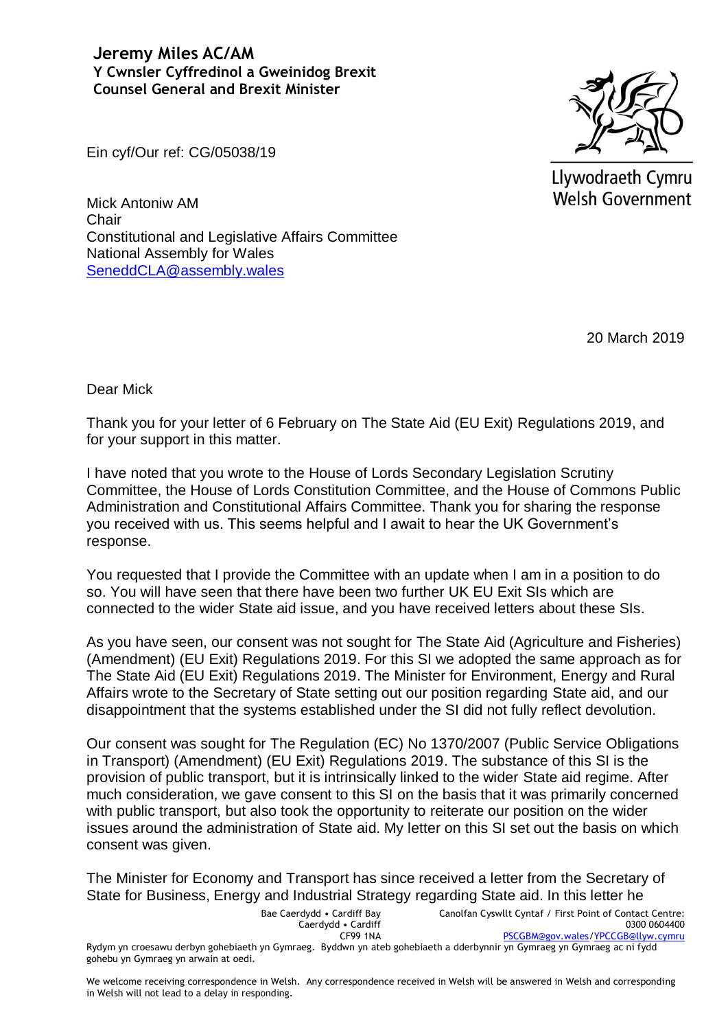**Jeremy Miles AC/AM**
**Y Cwnsler Cyffredinol a Gweinidog Brexit**
**Counsel General and Brexit Minister**

Llywodraeth Cymru
Welsh Government

Ein cyf/Our ref: CG/05038/19

Mick Antoniw AM
Chair
Constitutional and Legislative Affairs Committee
National Assembly for Wales
SeneddCLA@assembly.wales

20 March 2019

Dear Mick

Thank you for your letter of 6 February on The State Aid (EU Exit) Regulations 2019, and for your support in this matter.

I have noted that you wrote to the House of Lords Secondary Legislation Scrutiny Committee, the House of Lords Constitution Committee, and the House of Commons Public Administration and Constitutional Affairs Committee. Thank you for sharing the response you received with us. This seems helpful and I await to hear the UK Government's response.

You requested that I provide the Committee with an update when I am in a position to do so. You will have seen that there have been two further UK EU Exit SIs which are connected to the wider State aid issue, and you have received letters about these SIs.

As you have seen, our consent was not sought for The State Aid (Agriculture and Fisheries) (Amendment) (EU Exit) Regulations 2019. For this SI we adopted the same approach as for The State Aid (EU Exit) Regulations 2019. The Minister for Environment, Energy and Rural Affairs wrote to the Secretary of State setting out our position regarding State aid, and our disappointment that the systems established under the SI did not fully reflect devolution.

Our consent was sought for The Regulation (EC) No 1370/2007 (Public Service Obligations in Transport) (Amendment) (EU Exit) Regulations 2019. The substance of this SI is the provision of public transport, but it is intrinsically linked to the wider State aid regime. After much consideration, we gave consent to this SI on the basis that it was primarily concerned with public transport, but also took the opportunity to reiterate our position on the wider issues around the administration of State aid. My letter on this SI set out the basis on which consent was given.

The Minister for Economy and Transport has since received a letter from the Secretary of State for Business, Energy and Industrial Strategy regarding State aid. In this letter he

Bae Caerdydd • Cardiff Bay
Caerdydd • Cardiff
CF99 1NA

Canolfan Cyswllt Cyntaf / First Point of Contact Centre:
0300 0604400
PSCGBM@gov.wales/YPCCGB@llyw.cymru

Rydym yn croesawu derbyn gohebiaeth yn Gymraeg. Byddwn yn ateb gohebiaeth a dderbynnir yn Gymraeg yn Gymraeg ac ni fydd gohebu yn Gymraeg yn arwain at oedi.

We welcome receiving correspondence in Welsh. Any correspondence received in Welsh will be answered in Welsh and corresponding in Welsh will not lead to a delay in responding.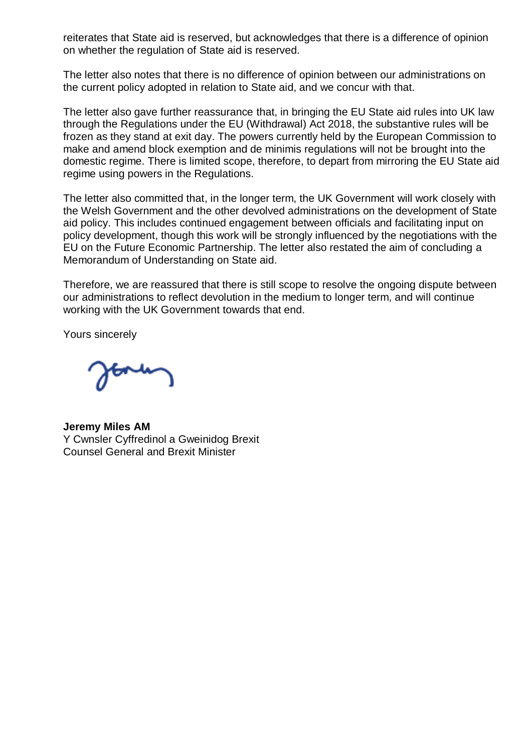reiterates that State aid is reserved, but acknowledges that there is a difference of opinion on whether the regulation of State aid is reserved.

The letter also notes that there is no difference of opinion between our administrations on the current policy adopted in relation to State aid, and we concur with that.

The letter also gave further reassurance that, in bringing the EU State aid rules into UK law through the Regulations under the EU (Withdrawal) Act 2018, the substantive rules will be frozen as they stand at exit day. The powers currently held by the European Commission to make and amend block exemption and de minimis regulations will not be brought into the domestic regime. There is limited scope, therefore, to depart from mirroring the EU State aid regime using powers in the Regulations.

The letter also committed that, in the longer term, the UK Government will work closely with the Welsh Government and the other devolved administrations on the development of State aid policy. This includes continued engagement between officials and facilitating input on policy development, though this work will be strongly influenced by the negotiations with the EU on the Future Economic Partnership. The letter also restated the aim of concluding a Memorandum of Understanding on State aid.

Therefore, we are reassured that there is still scope to resolve the ongoing dispute between our administrations to reflect devolution in the medium to longer term, and will continue working with the UK Government towards that end.

Yours sincerely

**Jeremy Miles AM**
Y Cwnsler Cyffredinol a Gweinidog Brexit
Counsel General and Brexit Minister